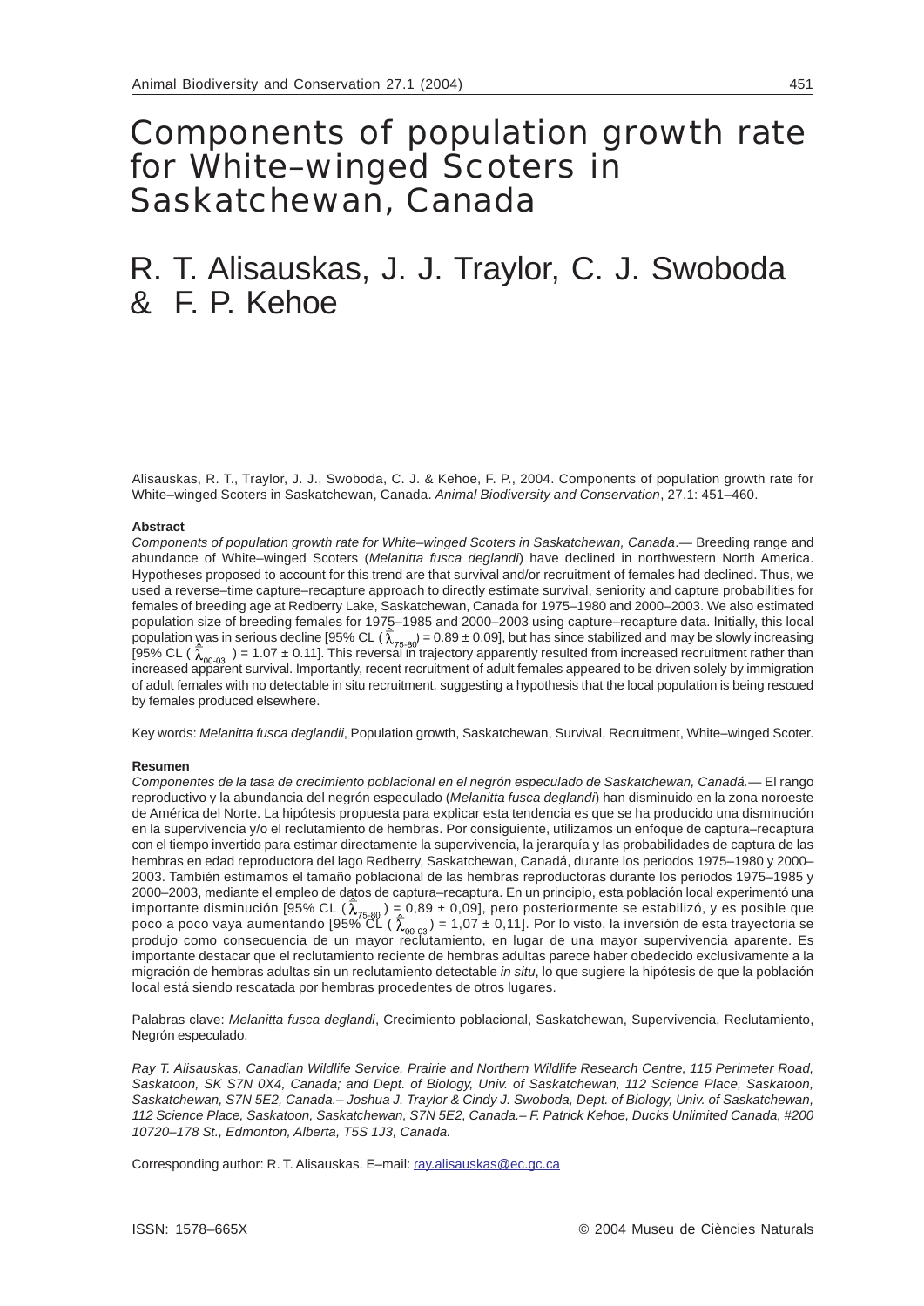# Components of population growth rate for White–winged Scoters in Saskatchewan, Canada

## R. T. Alisauskas, J. J. Traylor, C. J. Swoboda & F. P. Kehoe

Alisauskas, R. T., Traylor, J. J., Swoboda, C. J. & Kehoe, F. P., 2004. Components of population growth rate for White–winged Scoters in Saskatchewan, Canada. *Animal Biodiversity and Conservation*, 27.1: 451–460.

### Abstract

*Components of population growth rate for White–winged Scoters in Saskatchewan, Canada*.— Breeding range and abundance of White–winged Scoters (*Melanitta fusca deglandi*) have declined in northwestern North America. Hypotheses proposed to account for this trend are that survival and/or recruitment of females had declined. Thus, we used a reverse–time capture–recapture approach to directly estimate survival, seniority and capture probabilities for females of breeding age at Redberry Lake, Saskatchewan, Canada for 1975–1980 and 2000–2003. We also estimated population size of breeding females for 1975–1985 and 2000–2003 using capture–recapture data. Initially, this local population was in serious decline [95% CL ( $\hat{\lambda}_{75\text{-}80}$) = 0.89 ± 0.09], but has since stabilized and may be slowly increasing [95% CL ( $\hat{\lambda}_{00\text{-}03}$ ) = 1.07 ± 0.11]. This reversal in trajectory apparently resulted from increased recruitment rather than increased apparent survival. Importantly, recent recruitment of adult females appeared to be driven solely by immigration of adult females with no detectable in situ recruitment, suggesting a hypothesis that the local population is being rescued by females produced elsewhere.

Key words: *Melanitta fusca deglandii*, Population growth, Saskatchewan, Survival, Recruitment, White–winged Scoter.

### Resumen

*Componentes de la tasa de crecimiento poblacional en el negrón especulado de Saskatchewan, Canadá.*— El rango reproductivo y la abundancia del negrón especulado (*Melanitta fusca deglandi*) han disminuido en la zona noroeste de América del Norte. La hipótesis propuesta para explicar esta tendencia es que se ha producido una disminución en la supervivencia y/o el reclutamiento de hembras. Por consiguiente, utilizamos un enfoque de captura–recaptura con el tiempo invertido para estimar directamente la supervivencia, la jerarquía y las probabilidades de captura de las hembras en edad reproductora del lago Redberry, Saskatchewan, Canadá, durante los periodos 1975–1980 y 2000–2003. También estimamos el tamaño poblacional de las hembras reproductoras durante los periodos 1975–1985 y 2000–2003, mediante el empleo de datos de captura–recaptura. En un principio, esta población local experimentó una importante disminución [95% CL ( $\hat{\lambda}_{75\text{-}80}$ ) = 0,89 ± 0,09], pero posteriormente se estabilizó, y es posible que poco a poco vaya aumentando [95% CL ( $\hat{\lambda}_{00\text{-}03}$ ) = 1,07 ± 0,11]. Por lo visto, la inversión de esta trayectoria se produjo como consecuencia de un mayor reclutamiento, en lugar de una mayor supervivencia aparente. Es importante destacar que el reclutamiento reciente de hembras adultas parece haber obedecido exclusivamente a la migración de hembras adultas sin un reclutamiento detectable *in situ*, lo que sugiere la hipótesis de que la población local está siendo rescatada por hembras procedentes de otros lugares.

Palabras clave: *Melanitta fusca deglandi*, Crecimiento poblacional, Saskatchewan, Supervivencia, Reclutamiento, Negrón especulado.

*Ray T. Alisauskas, Canadian Wildlife Service, Prairie and Northern Wildlife Research Centre, 115 Perimeter Road, Saskatoon, SK S7N 0X4, Canada; and Dept. of Biology, Univ. of Saskatchewan, 112 Science Place, Saskatoon, Saskatchewan, S7N 5E2, Canada.– Joshua J. Traylor & Cindy J. Swoboda, Dept. of Biology, Univ. of Saskatchewan, 112 Science Place, Saskatoon, Saskatchewan, S7N 5E2, Canada.– F. Patrick Kehoe, Ducks Unlimited Canada, #200 10720–178 St., Edmonton, Alberta, T5S 1J3, Canada.*

Corresponding author: R. T. Alisauskas. E–mail: ray.alisauskas@ec.gc.ca

ISSN: 1578–665X © 2004 Museu de Ciències Naturals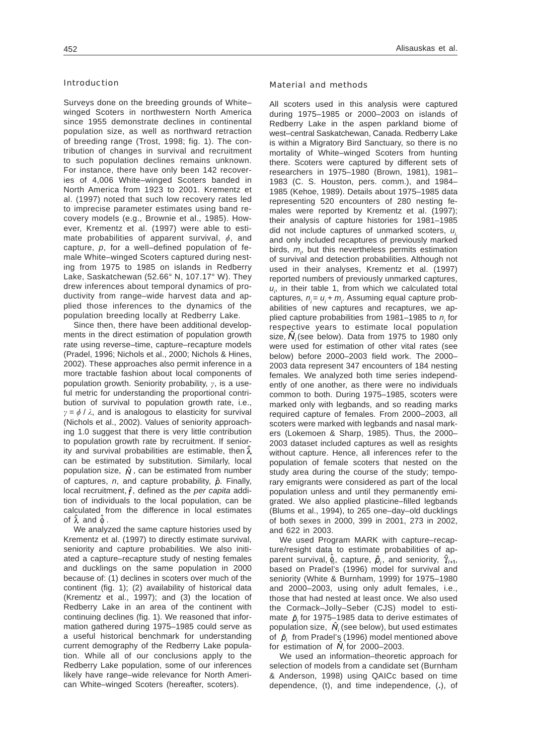## Introduction

Surveys done on the breeding grounds of White–winged Scoters in northwestern North America since 1955 demonstrate declines in continental population size, as well as northward retraction of breeding range (Trost, 1998; fig. 1). The contribution of changes in survival and recruitment to such population declines remains unknown. For instance, there have only been 142 recoveries of 4,006 White–winged Scoters banded in North America from 1923 to 2001. Krementz et al. (1997) noted that such low recovery rates led to imprecise parameter estimates using band recovery models (e.g., Brownie et al., 1985). However, Krementz et al. (1997) were able to estimate probabilities of apparent survival, $\phi$, and capture, $p$, for a well–defined population of female White–winged Scoters captured during nesting from 1975 to 1985 on islands in Redberry Lake, Saskatchewan (52.66° N, 107.17° W). They drew inferences about temporal dynamics of productivity from range–wide harvest data and applied those inferences to the dynamics of the population breeding locally at Redberry Lake.

Since then, there have been additional developments in the direct estimation of population growth rate using reverse–time, capture–recapture models (Pradel, 1996; Nichols et al., 2000; Nichols & Hines, 2002). These approaches also permit inference in a more tractable fashion about local components of population growth. Seniority probability, $\gamma$, is a useful metric for understanding the proportional contribution of survival to population growth rate, i.e., $\gamma = \phi / \lambda$, and is analogous to elasticity for survival (Nichols et al., 2002). Values of seniority approaching 1.0 suggest that there is very little contribution to population growth rate by recruitment. If seniority and survival probabilities are estimable, then $\hat{\lambda}$ can be estimated by substitution. Similarly, local population size, $\hat{N}$, can be estimated from number of captures, $n$, and capture probability, $\hat{p}$. Finally, local recruitment, $\hat{f}$, defined as the *per capita* addition of individuals to the local population, can be calculated from the difference in local estimates of $\hat{\lambda}$ and $\hat{\phi}$.

We analyzed the same capture histories used by Krementz et al. (1997) to directly estimate survival, seniority and capture probabilities. We also initiated a capture–recapture study of nesting females and ducklings on the same population in 2000 because of: (1) declines in scoters over much of the continent (fig. 1); (2) availability of historical data (Krementz et al., 1997); and (3) the location of Redberry Lake in an area of the continent with continuing declines (fig. 1). We reasoned that information gathered during 1975–1985 could serve as a useful historical benchmark for understanding current demography of the Redberry Lake population. While all of our conclusions apply to the Redberry Lake population, some of our inferences likely have range–wide relevance for North American White–winged Scoters (hereafter, scoters).

## Material and methods

All scoters used in this analysis were captured during 1975–1985 or 2000–2003 on islands of Redberry Lake in the aspen parkland biome of west–central Saskatchewan, Canada. Redberry Lake is within a Migratory Bird Sanctuary, so there is no mortality of White–winged Scoters from hunting there. Scoters were captured by different sets of researchers in 1975–1980 (Brown, 1981), 1981–1983 (C. S. Houston, pers. comm.), and 1984–1985 (Kehoe, 1989). Details about 1975–1985 data representing 520 encounters of 280 nesting females were reported by Krementz et al. (1997); their analysis of capture histories for 1981–1985 did not include captures of unmarked scoters, $u_i$, and only included recaptures of previously marked birds, $m_i$, but this nevertheless permits estimation of survival and detection probabilities. Although not used in their analyses, Krementz et al. (1997) reported numbers of previously unmarked captures, $u_i$, in their table 1, from which we calculated total captures, $n_i = u_i + m_i$. Assuming equal capture probabilities of new captures and recaptures, we applied capture probabilities from 1981–1985 to $n_i$ for respective years to estimate local population size, $\hat{N}_i$ (see below). Data from 1975 to 1980 only were used for estimation of other vital rates (see below) before 2000–2003 field work. The 2000–2003 data represent 347 encounters of 184 nesting females. We analyzed both time series independently of one another, as there were no individuals common to both. During 1975–1985, scoters were marked only with legbands, and so reading marks required capture of females. From 2000–2003, all scoters were marked with legbands and nasal markers (Lokemoen & Sharp, 1985). Thus, the 2000–2003 dataset included captures as well as resights without capture. Hence, all inferences refer to the population of female scoters that nested on the study area during the course of the study; temporary emigrants were considered as part of the local population unless and until they permanently emigrated. We also applied plasticine–filled legbands (Blums et al., 1994), to 265 one–day–old ducklings of both sexes in 2000, 399 in 2001, 273 in 2002, and 622 in 2003.

We used Program MARK with capture–recapture/resight data to estimate probabilities of apparent survival, $\hat{\phi}_i$, capture, $\hat{p}_i$, and seniority, $\hat{\gamma}_{i+1}$, based on Pradel's (1996) model for survival and seniority (White & Burnham, 1999) for 1975–1980 and 2000–2003, using only adult females, i.e., those that had nested at least once. We also used the Cormack–Jolly–Seber (CJS) model to estimate $\hat{p}_i$ for 1975–1985 data to derive estimates of population size, $\hat{N}_i$ (see below), but used estimates of $\hat{p}_i$ from Pradel's (1996) model mentioned above for estimation of $\hat{N}_i$ for 2000–2003.

We used an information–theoretic approach for selection of models from a candidate set (Burnham & Anderson, 1998) using QAICc based on time dependence, (t), and time independence, (.), of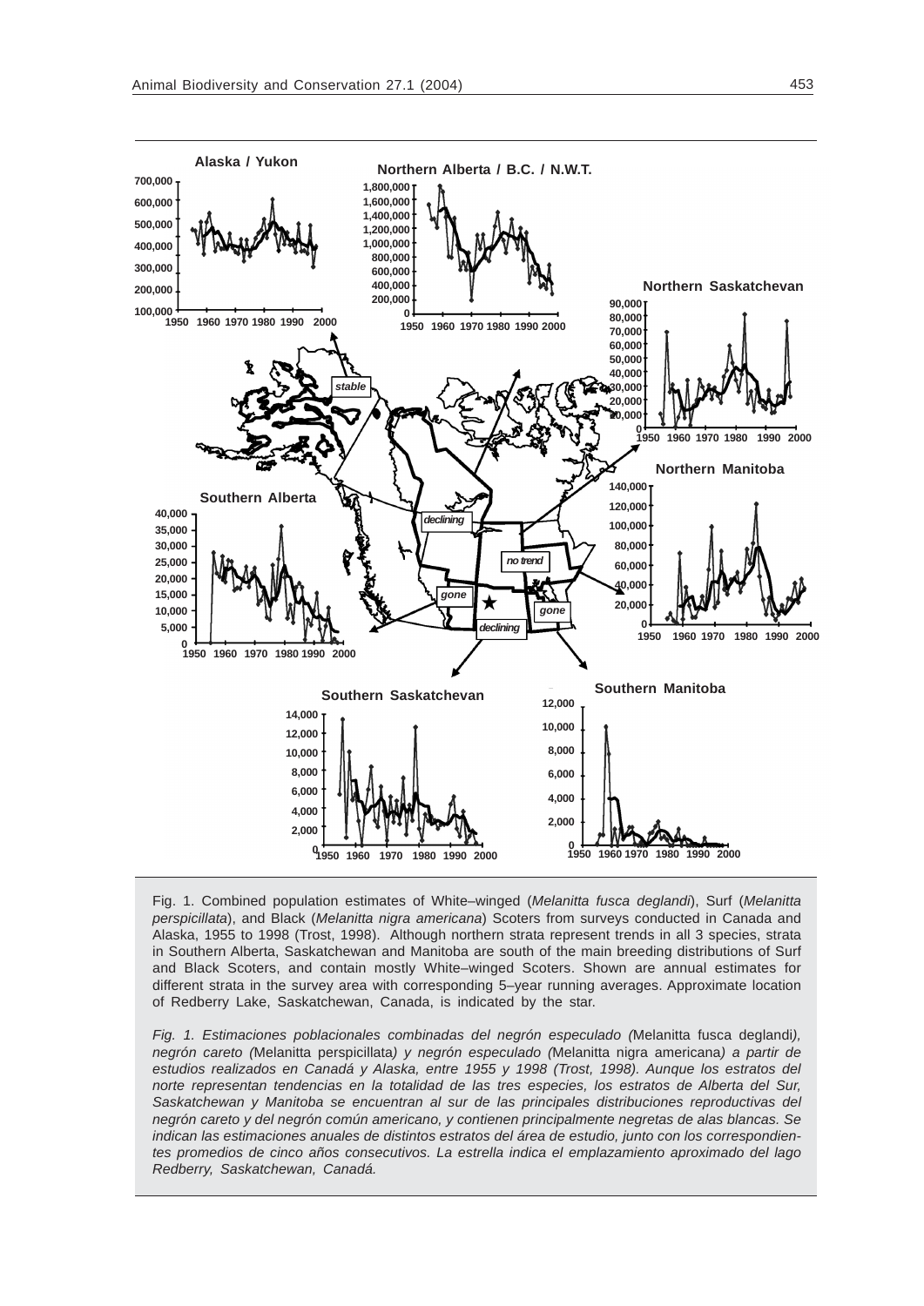Fig. 1. Combined population estimates of White–winged (*Melanitta fusca deglandi*), Surf (*Melanitta perspicillata*), and Black (*Melanitta nigra americana*) Scoters from surveys conducted in Canada and Alaska, 1955 to 1998 (Trost, 1998). Although northern strata represent trends in all 3 species, strata in Southern Alberta, Saskatchewan and Manitoba are south of the main breeding distributions of Surf and Black Scoters, and contain mostly White–winged Scoters. Shown are annual estimates for different strata in the survey area with corresponding 5–year running averages. Approximate location of Redberry Lake, Saskatchewan, Canada, is indicated by the star.

*Fig. 1. Estimaciones poblacionales combinadas del negrón especulado (*Melanitta fusca deglandi*), negrón careto (*Melanitta perspicillata*) y negrón especulado (*Melanitta nigra americana*) a partir de estudios realizados en Canadá y Alaska, entre 1955 y 1998 (Trost, 1998). Aunque los estratos del norte representan tendencias en la totalidad de las tres especies, los estratos de Alberta del Sur, Saskatchewan y Manitoba se encuentran al sur de las principales distribuciones reproductivas del negrón careto y del negrón común americano, y contienen principalmente negretas de alas blancas. Se indican las estimaciones anuales de distintos estratos del área de estudio, junto con los correspondientes promedios de cinco años consecutivos. La estrella indica el emplazamiento aproximado del lago Redberry, Saskatchewan, Canadá.*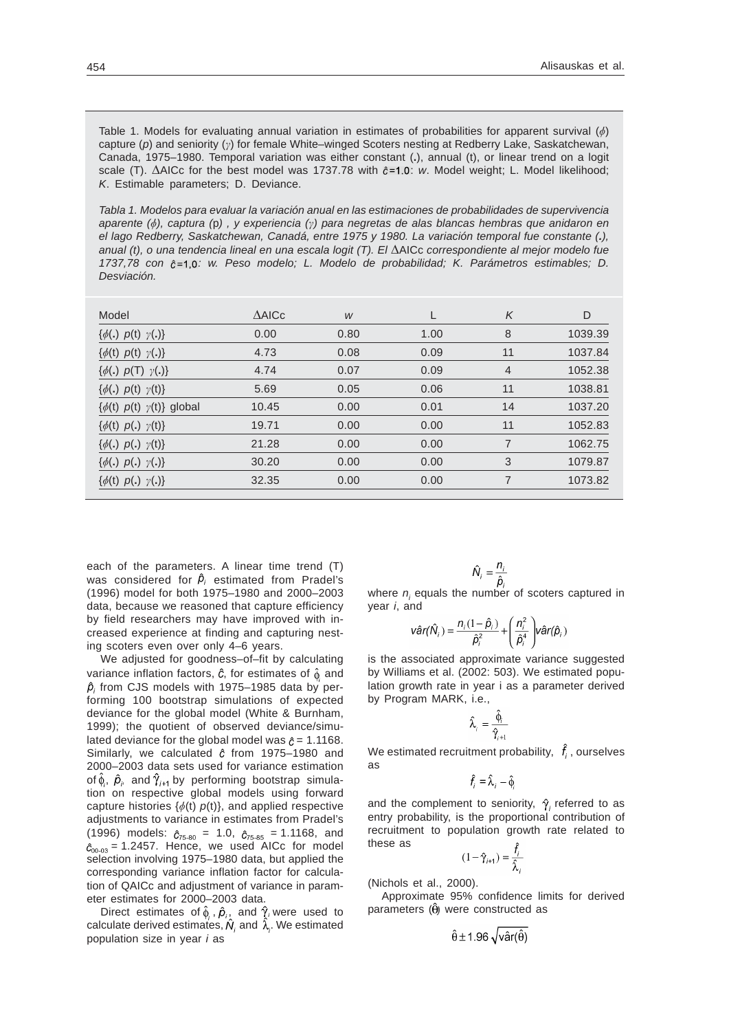Table 1. Models for evaluating annual variation in estimates of probabilities for apparent survival ($\phi$) capture ($p$) and seniority ($\gamma$) for female White–winged Scoters nesting at Redberry Lake, Saskatchewan, Canada, 1975–1980. Temporal variation was either constant (.), annual (t), or linear trend on a logit scale (T). ΔAICc for the best model was 1737.78 with $\hat{c}=1.0$: *w*. Model weight; L. Model likelihood; *K*. Estimable parameters; D. Deviance.

*Tabla 1. Modelos para evaluar la variación anual en las estimaciones de probabilidades de supervivencia aparente ($\phi$), captura (*p*) , y experiencia ($\gamma$) para negretas de alas blancas hembras que anidaron en el lago Redberry, Saskatchewan, Canadá, entre 1975 y 1980. La variación temporal fue constante (.), anual (t), o una tendencia lineal en una escala logit (T). El* ΔAICc *correspondiente al mejor modelo fue 1737,78 con $\hat{c}=1,0$: w. Peso modelo; L. Modelo de probabilidad; K. Parámetros estimables; D. Desviación.*

| Model | ΔAICc | *w* | L | *K* | D |
|---|---|---|---|---|---|
| {$\phi$(.) $p$(t) $\gamma$(.)} | 0.00 | 0.80 | 1.00 | 8 | 1039.39 |
| {$\phi$(t) $p$(t) $\gamma$(.)} | 4.73 | 0.08 | 0.09 | 11 | 1037.84 |
| {$\phi$(.) $p$(T) $\gamma$(.)} | 4.74 | 0.07 | 0.09 | 4 | 1052.38 |
| {$\phi$(.) $p$(t) $\gamma$(t)} | 5.69 | 0.05 | 0.06 | 11 | 1038.81 |
| {$\phi$(t) $p$(t) $\gamma$(t)} global | 10.45 | 0.00 | 0.01 | 14 | 1037.20 |
| {$\phi$(t) $p$(.) $\gamma$(t)} | 19.71 | 0.00 | 0.00 | 11 | 1052.83 |
| {$\phi$(.) $p$(.) $\gamma$(t)} | 21.28 | 0.00 | 0.00 | 7 | 1062.75 |
| {$\phi$(.) $p$(.) $\gamma$(.)} | 30.20 | 0.00 | 0.00 | 3 | 1079.87 |
| {$\phi$(t) $p$(.) $\gamma$(.)} | 32.35 | 0.00 | 0.00 | 7 | 1073.82 |

each of the parameters. A linear time trend (T) was considered for $\hat{p}_i$ estimated from Pradel's (1996) model for both 1975–1980 and 2000–2003 data, because we reasoned that capture efficiency by field researchers may have improved with increased experience at finding and capturing nesting scoters even over only 4–6 years.

We adjusted for goodness–of–fit by calculating variance inflation factors, $\hat{c}$, for estimates of $\hat{\phi}_i$ and $\hat{p}_i$ from CJS models with 1975–1985 data by performing 100 bootstrap simulations of expected deviance for the global model (White & Burnham, 1999); the quotient of observed deviance/simulated deviance for the global model was $\hat{c}$ = 1.1168. Similarly, we calculated $\hat{c}$ from 1975–1980 and 2000–2003 data sets used for variance estimation of $\hat{\phi}_i$, $\hat{p}_i$, and $\hat{\gamma}_{i+1}$ by performing bootstrap simulation on respective global models using forward capture histories {$\phi$(t) $p$(t)}, and applied respective adjustments to variance in estimates from Pradel's (1996) models: $\hat{c}_{75\text{-}80}$ = 1.0, $\hat{c}_{75\text{-}85}$ = 1.1168, and $\hat{c}_{00\text{-}03}$ = 1.2457. Hence, we used AICc for model selection involving 1975–1980 data, but applied the corresponding variance inflation factor for calculation of QAICc and adjustment of variance in parameter estimates for 2000–2003 data.

Direct estimates of $\hat{\phi}_i$, $\hat{p}_i$, and $\hat{\gamma}_i$ were used to calculate derived estimates, $\hat{N}_i$ and $\hat{\lambda}_i$. We estimated population size in year $i$ as

$$\hat{N}_i = \frac{n_i}{\hat{p}_i}$$

where $n_i$ equals the number of scoters captured in year $i$, and

$$\hat{var}(\hat{N}_i) = \frac{n_i(1-\hat{p}_i)}{\hat{p}_i^2} + \left(\frac{n_i^2}{\hat{p}_i^4}\right)\hat{var}(\hat{p}_i)$$

is the associated approximate variance suggested by Williams et al. (2002: 503). We estimated population growth rate in year i as a parameter derived by Program MARK, i.e.,

$$\hat{\lambda}_i = \frac{\hat{\phi}_i}{\hat{\gamma}_{i+1}}$$

We estimated recruitment probability, $\hat{f}_i$, ourselves as

$$\hat{f}_i = \hat{\lambda}_i - \hat{\phi}_i$$

and the complement to seniority, $\hat{\gamma}_i$ referred to as entry probability, is the proportional contribution of recruitment to population growth rate related to these as

$$(1-\hat{\gamma}_{i+1}) = \frac{\hat{f}_i}{\hat{\lambda}_i}$$

(Nichols et al., 2000).

Approximate 95% confidence limits for derived parameters ($\hat{\theta}$) were constructed as

$$\hat{\theta} \pm 1.96\sqrt{\hat{var}(\hat{\theta})}$$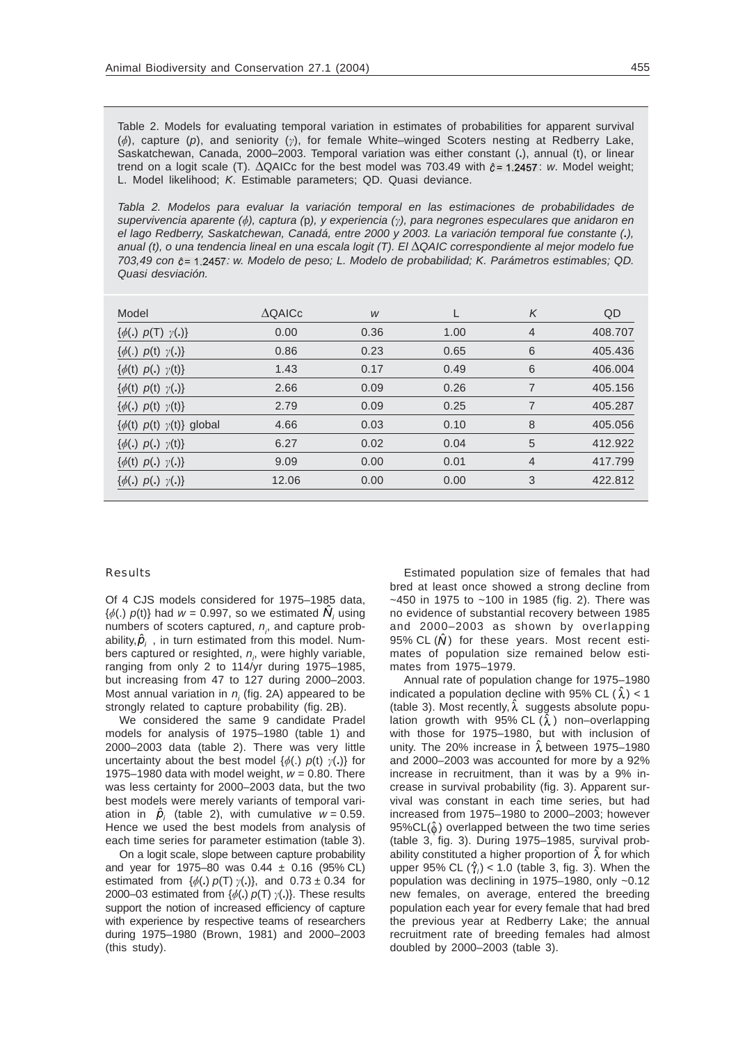Table 2. Models for evaluating temporal variation in estimates of probabilities for apparent survival ($\phi$), capture ($p$), and seniority ($\gamma$), for female White–winged Scoters nesting at Redberry Lake, Saskatchewan, Canada, 2000–2003. Temporal variation was either constant (.), annual (t), or linear trend on a logit scale (T). ΔQAICc for the best model was 703.49 with $\hat{c} = 1.2457$: *w*. Model weight; L. Model likelihood; *K*. Estimable parameters; QD. Quasi deviance.

*Tabla 2. Modelos para evaluar la variación temporal en las estimaciones de probabilidades de supervivencia aparente ($\phi$), captura (p), y experiencia ($\gamma$), para negrones especulares que anidaron en el lago Redberry, Saskatchewan, Canadá, entre 2000 y 2003. La variación temporal fue constante (.), anual (t), o una tendencia lineal en una escala logit (T). El ΔQAIC correspondiente al mejor modelo fue 703,49 con $\hat{c} = 1.2457$: w. Modelo de peso; L. Modelo de probabilidad; K. Parámetros estimables; QD. Quasi desviación.*

| Model | ΔQAICc | *w* | L | *K* | QD |
|---|---|---|---|---|---|
| {$\phi$(.) $p$(T) $\gamma$(.)} | 0.00 | 0.36 | 1.00 | 4 | 408.707 |
| {$\phi$(.) $p$(t) $\gamma$(.)} | 0.86 | 0.23 | 0.65 | 6 | 405.436 |
| {$\phi$(t) $p$(.) $\gamma$(t)} | 1.43 | 0.17 | 0.49 | 6 | 406.004 |
| {$\phi$(t) $p$(t) $\gamma$(.)} | 2.66 | 0.09 | 0.26 | 7 | 405.156 |
| {$\phi$(.) $p$(t) $\gamma$(t)} | 2.79 | 0.09 | 0.25 | 7 | 405.287 |
| {$\phi$(t) $p$(t) $\gamma$(t)} global | 4.66 | 0.03 | 0.10 | 8 | 405.056 |
| {$\phi$(.) $p$(.) $\gamma$(t)} | 6.27 | 0.02 | 0.04 | 5 | 412.922 |
| {$\phi$(t) $p$(.) $\gamma$(.)} | 9.09 | 0.00 | 0.01 | 4 | 417.799 |
| {$\phi$(.) $p$(.) $\gamma$(.)} | 12.06 | 0.00 | 0.00 | 3 | 422.812 |

## Results

Of 4 CJS models considered for 1975–1985 data, {$\phi$(.) $p$(t)} had $w = 0.997$, so we estimated $\hat{N}_i$ using numbers of scoters captured, $n_i$, and capture probability, $\hat{p}_i$, in turn estimated from this model. Numbers captured or resighted, $n_i$, were highly variable, ranging from only 2 to 114/yr during 1975–1985, but increasing from 47 to 127 during 2000–2003. Most annual variation in $n_i$ (fig. 2A) appeared to be strongly related to capture probability (fig. 2B).

We considered the same 9 candidate Pradel models for analysis of 1975–1980 (table 1) and 2000–2003 data (table 2). There was very little uncertainty about the best model {$\phi$(.) $p$(t) $\gamma$(.)} for 1975–1980 data with model weight, $w = 0.80$. There was less certainty for 2000–2003 data, but the two best models were merely variants of temporal variation in $\hat{p}_i$ (table 2), with cumulative $w = 0.59$. Hence we used the best models from analysis of each time series for parameter estimation (table 3).

On a logit scale, slope between capture probability and year for 1975–80 was 0.44 ± 0.16 (95% CL) estimated from {$\phi$(.) $p$(T) $\gamma$(.)}, and 0.73 ± 0.34 for 2000–03 estimated from {$\phi$(.) $p$(T) $\gamma$(.)}. These results support the notion of increased efficiency of capture with experience by respective teams of researchers during 1975–1980 (Brown, 1981) and 2000–2003 (this study).

Estimated population size of females that had bred at least once showed a strong decline from ~450 in 1975 to ~100 in 1985 (fig. 2). There was no evidence of substantial recovery between 1985 and 2000–2003 as shown by overlapping 95% CL ($\hat{N}$) for these years. Most recent estimates of population size remained below estimates from 1975–1979.

Annual rate of population change for 1975–1980 indicated a population decline with 95% CL ($\hat{\lambda}$) < 1 (table 3). Most recently, $\hat{\lambda}$ suggests absolute population growth with 95% CL ($\hat{\lambda}$) non–overlapping with those for 1975–1980, but with inclusion of unity. The 20% increase in $\hat{\lambda}$ between 1975–1980 and 2000–2003 was accounted for more by a 92% increase in recruitment, than it was by a 9% increase in survival probability (fig. 3). Apparent survival was constant in each time series, but had increased from 1975–1980 to 2000–2003; however 95%CL($\hat{\phi}$) overlapped between the two time series (table 3, fig. 3). During 1975–1985, survival probability constituted a higher proportion of $\hat{\lambda}$ for which upper 95% CL ($\hat{\gamma}_i$) < 1.0 (table 3, fig. 3). When the population was declining in 1975–1980, only ~0.12 new females, on average, entered the breeding population each year for every female that had bred the previous year at Redberry Lake; the annual recruitment rate of breeding females had almost doubled by 2000–2003 (table 3).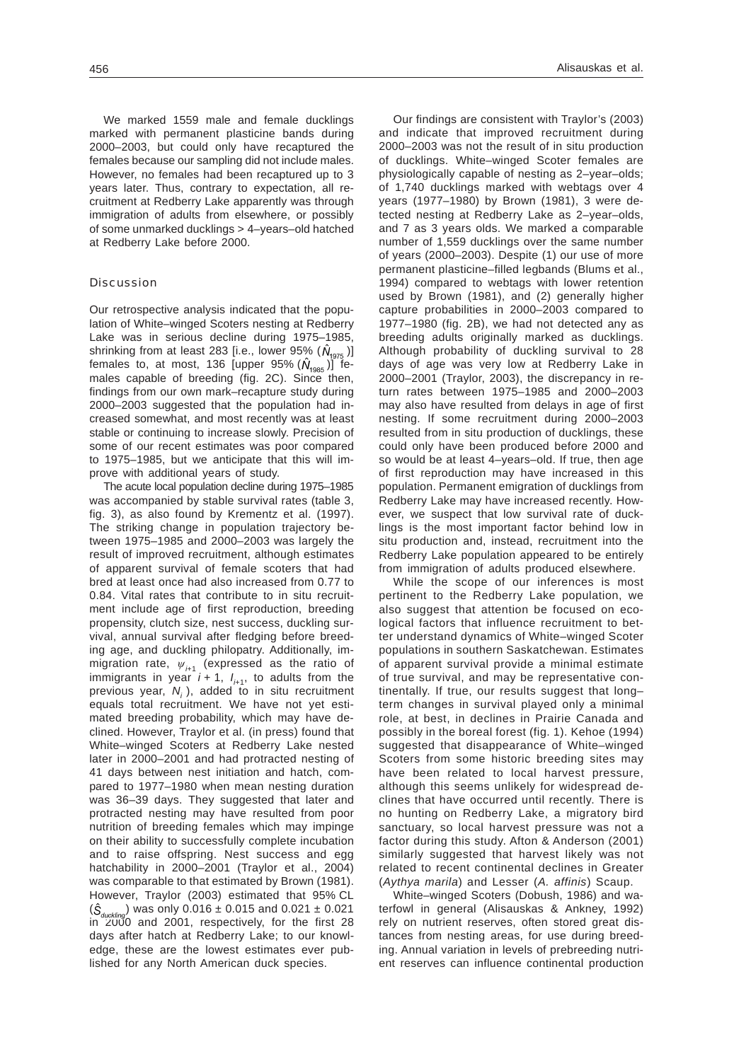We marked 1559 male and female ducklings marked with permanent plasticine bands during 2000–2003, but could only have recaptured the females because our sampling did not include males. However, no females had been recaptured up to 3 years later. Thus, contrary to expectation, all recruitment at Redberry Lake apparently was through immigration of adults from elsewhere, or possibly of some unmarked ducklings > 4–years–old hatched at Redberry Lake before 2000.

## Discussion

Our retrospective analysis indicated that the population of White–winged Scoters nesting at Redberry Lake was in serious decline during 1975–1985, shrinking from at least 283 [i.e., lower 95% ($\hat{N}_{1975}$)] females to, at most, 136 [upper 95% ($\hat{N}_{1985}$)] females capable of breeding (fig. 2C). Since then, findings from our own mark–recapture study during 2000–2003 suggested that the population had increased somewhat, and most recently was at least stable or continuing to increase slowly. Precision of some of our recent estimates was poor compared to 1975–1985, but we anticipate that this will improve with additional years of study.

The acute local population decline during 1975–1985 was accompanied by stable survival rates (table 3, fig. 3), as also found by Krementz et al. (1997). The striking change in population trajectory between 1975–1985 and 2000–2003 was largely the result of improved recruitment, although estimates of apparent survival of female scoters that had bred at least once had also increased from 0.77 to 0.84. Vital rates that contribute to in situ recruitment include age of first reproduction, breeding propensity, clutch size, nest success, duckling survival, annual survival after fledging before breeding age, and duckling philopatry. Additionally, immigration rate, $\psi_{i+1}$ (expressed as the ratio of immigrants in year $i + 1$, $I_{i+1}$, to adults from the previous year, $N_i$), added to in situ recruitment equals total recruitment. We have not yet estimated breeding probability, which may have declined. However, Traylor et al. (in press) found that White–winged Scoters at Redberry Lake nested later in 2000–2001 and had protracted nesting of 41 days between nest initiation and hatch, compared to 1977–1980 when mean nesting duration was 36–39 days. They suggested that later and protracted nesting may have resulted from poor nutrition of breeding females which may impinge on their ability to successfully complete incubation and to raise offspring. Nest success and egg hatchability in 2000–2001 (Traylor et al., 2004) was comparable to that estimated by Brown (1981). However, Traylor (2003) estimated that 95% CL ($\hat{S}_{duckling}$) was only 0.016 ± 0.015 and 0.021 ± 0.021 in 2000 and 2001, respectively, for the first 28 days after hatch at Redberry Lake; to our knowledge, these are the lowest estimates ever published for any North American duck species.

Our findings are consistent with Traylor's (2003) and indicate that improved recruitment during 2000–2003 was not the result of in situ production of ducklings. White–winged Scoter females are physiologically capable of nesting as 2–year–olds; of 1,740 ducklings marked with webtags over 4 years (1977–1980) by Brown (1981), 3 were detected nesting at Redberry Lake as 2–year–olds, and 7 as 3 years olds. We marked a comparable number of 1,559 ducklings over the same number of years (2000–2003). Despite (1) our use of more permanent plasticine–filled legbands (Blums et al., 1994) compared to webtags with lower retention used by Brown (1981), and (2) generally higher capture probabilities in 2000–2003 compared to 1977–1980 (fig. 2B), we had not detected any as breeding adults originally marked as ducklings. Although probability of duckling survival to 28 days of age was very low at Redberry Lake in 2000–2001 (Traylor, 2003), the discrepancy in return rates between 1975–1985 and 2000–2003 may also have resulted from delays in age of first nesting. If some recruitment during 2000–2003 resulted from in situ production of ducklings, these could only have been produced before 2000 and so would be at least 4–years–old. If true, then age of first reproduction may have increased in this population. Permanent emigration of ducklings from Redberry Lake may have increased recently. However, we suspect that low survival rate of ducklings is the most important factor behind low in situ production and, instead, recruitment into the Redberry Lake population appeared to be entirely from immigration of adults produced elsewhere.

While the scope of our inferences is most pertinent to the Redberry Lake population, we also suggest that attention be focused on ecological factors that influence recruitment to better understand dynamics of White–winged Scoter populations in southern Saskatchewan. Estimates of apparent survival provide a minimal estimate of true survival, and may be representative continentally. If true, our results suggest that long–term changes in survival played only a minimal role, at best, in declines in Prairie Canada and possibly in the boreal forest (fig. 1). Kehoe (1994) suggested that disappearance of White–winged Scoters from some historic breeding sites may have been related to local harvest pressure, although this seems unlikely for widespread declines that have occurred until recently. There is no hunting on Redberry Lake, a migratory bird sanctuary, so local harvest pressure was not a factor during this study. Afton & Anderson (2001) similarly suggested that harvest likely was not related to recent continental declines in Greater (*Aythya marila*) and Lesser (*A. affinis*) Scaup.

White–winged Scoters (Dobush, 1986) and waterfowl in general (Alisauskas & Ankney, 1992) rely on nutrient reserves, often stored great distances from nesting areas, for use during breeding. Annual variation in levels of prebreeding nutrient reserves can influence continental production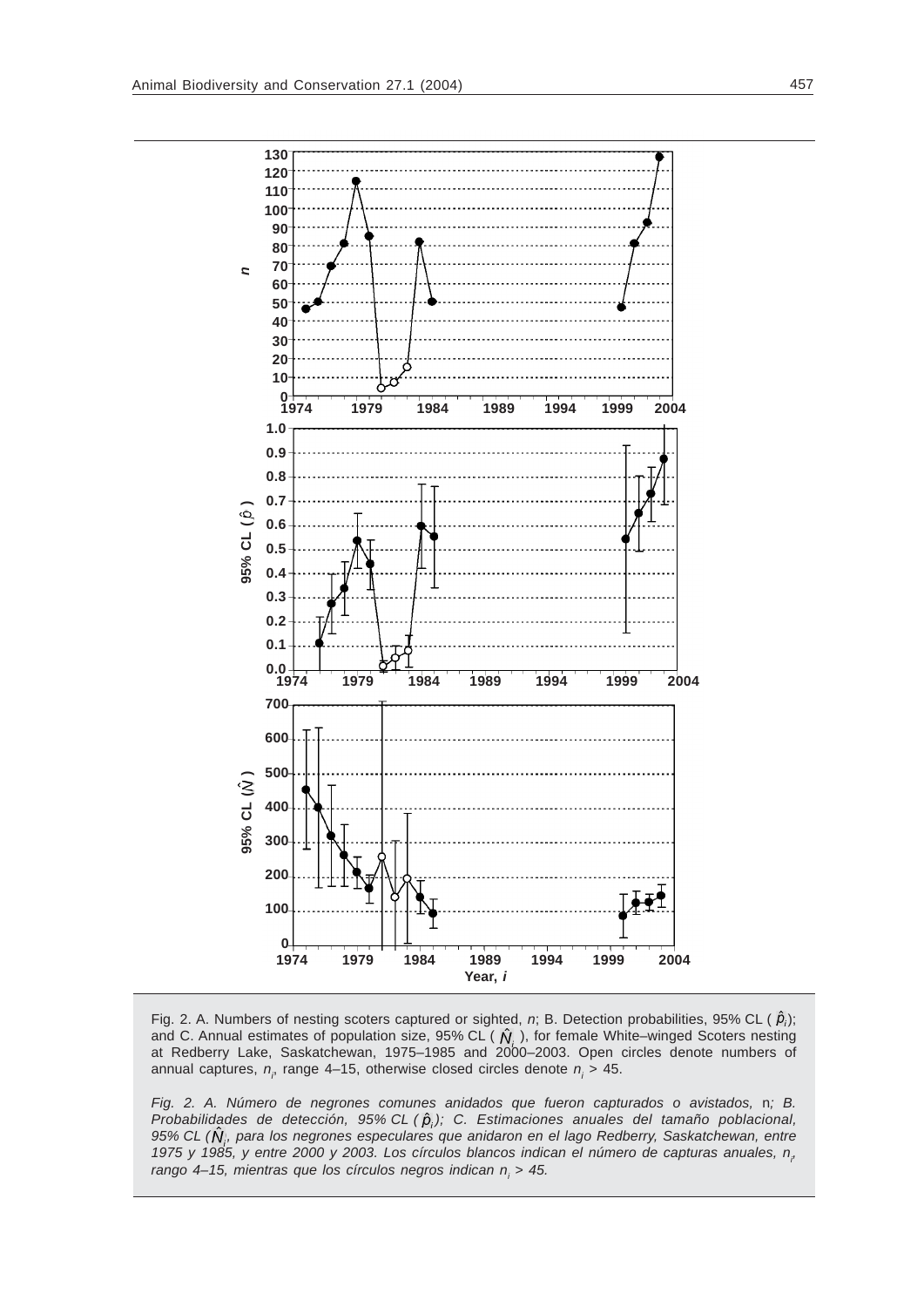Fig. 2. A. Numbers of nesting scoters captured or sighted, $n$; B. Detection probabilities, 95% CL ( $\hat{p}_i$); and C. Annual estimates of population size, 95% CL ( $\hat{N}_i$ ), for female White–winged Scoters nesting at Redberry Lake, Saskatchewan, 1975–1985 and 2000–2003. Open circles denote numbers of annual captures, $n_i$, range 4–15, otherwise closed circles denote $n_i$ > 45.

*Fig. 2. A. Número de negrones comunes anidados que fueron capturados o avistados,* n*; B. Probabilidades de detección, 95% CL ( $\hat{p}_i$); C. Estimaciones anuales del tamaño poblacional, 95% CL ( $\hat{N}_i$, para los negrones especulares que anidaron en el lago Redberry, Saskatchewan, entre 1975 y 1985, y entre 2000 y 2003. Los círculos blancos indican el número de capturas anuales, $n_i$, rango 4–15, mientras que los círculos negros indican $n_i$ > 45.*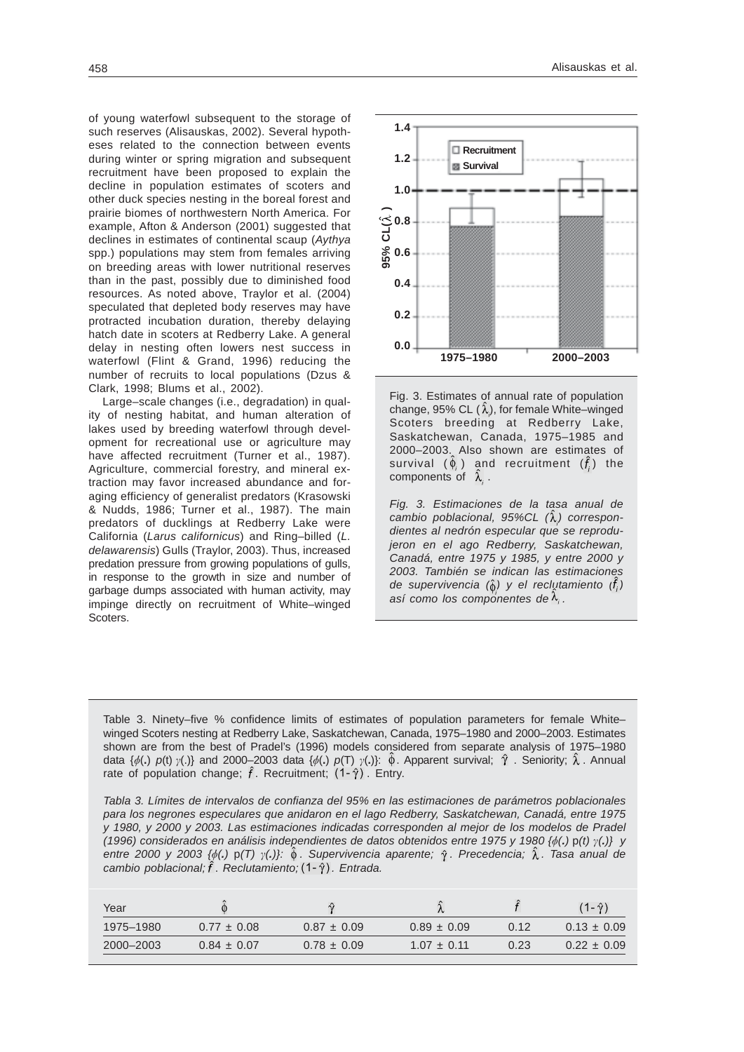of young waterfowl subsequent to the storage of such reserves (Alisauskas, 2002). Several hypotheses related to the connection between events during winter or spring migration and subsequent recruitment have been proposed to explain the decline in population estimates of scoters and other duck species nesting in the boreal forest and prairie biomes of northwestern North America. For example, Afton & Anderson (2001) suggested that declines in estimates of continental scaup (*Aythya* spp.) populations may stem from females arriving on breeding areas with lower nutritional reserves than in the past, possibly due to diminished food resources. As noted above, Traylor et al. (2004) speculated that depleted body reserves may have protracted incubation duration, thereby delaying hatch date in scoters at Redberry Lake. A general delay in nesting often lowers nest success in waterfowl (Flint & Grand, 1996) reducing the number of recruits to local populations (Dzus & Clark, 1998; Blums et al., 2002).

Large–scale changes (i.e., degradation) in quality of nesting habitat, and human alteration of lakes used by breeding waterfowl through development for recreational use or agriculture may have affected recruitment (Turner et al., 1987). Agriculture, commercial forestry, and mineral extraction may favor increased abundance and foraging efficiency of generalist predators (Krasowski & Nudds, 1986; Turner et al., 1987). The main predators of ducklings at Redberry Lake were California (*Larus californicus*) and Ring–billed (*L. delawarensis*) Gulls (Traylor, 2003). Thus, increased predation pressure from growing populations of gulls, in response to the growth in size and number of garbage dumps associated with human activity, may impinge directly on recruitment of White–winged Scoters.

Fig. 3. Estimates of annual rate of population change, 95% CL ($\hat{\lambda}_i$), for female White–winged Scoters breeding at Redberry Lake, Saskatchewan, Canada, 1975–1985 and 2000–2003. Also shown are estimates of survival ($\hat{\phi}_i$) and recruitment ($\hat{f}_i$) the components of $\hat{\lambda}_i$.

*Fig. 3. Estimaciones de la tasa anual de cambio poblacional, 95%CL ($\hat{\lambda}_i$) correspondientes al nedrón especular que se reprodujeron en el ago Redberry, Saskatchewan, Canadá, entre 1975 y 1985, y entre 2000 y 2003. También se indican las estimaciones de supervivencia ($\hat{\phi}_i$) y el reclutamiento ($\hat{f}_i$) así como los componentes de $\hat{\lambda}_i$.*

Table 3. Ninety–five % confidence limits of estimates of population parameters for female White–winged Scoters nesting at Redberry Lake, Saskatchewan, Canada, 1975–1980 and 2000–2003. Estimates shown are from the best of Pradel's (1996) models considered from separate analysis of 1975–1980 data {$\phi$(.) $p$(t) $\gamma$(.)} and 2000–2003 data {$\phi$(.) $p$(T) $\gamma$(.)}: $\hat{\phi}$. Apparent survival; $\hat{\gamma}$. Seniority; $\hat{\lambda}$. Annual rate of population change; $\hat{f}$. Recruitment; $(1-\hat{\gamma})$. Entry.

*Tabla 3. Límites de intervalos de confianza del 95% en las estimaciones de parámetros poblacionales para los negrones especulares que anidaron en el lago Redberry, Saskatchewan, Canadá, entre 1975 y 1980, y 2000 y 2003. Las estimaciones indicadas corresponden al mejor de los modelos de Pradel (1996) considerados en análisis independientes de datos obtenidos entre 1975 y 1980 {$\phi$(.) p(t) $\gamma$(.)} y entre 2000 y 2003 {$\phi$(.) p(T) $\gamma$(.)}: $\hat{\phi}$. Supervivencia aparente; $\hat{\gamma}$. Precedencia; $\hat{\lambda}$. Tasa anual de cambio poblacional; $\hat{f}$. Reclutamiento; $(1-\hat{\gamma})$. Entrada.*

| Year | $\hat{\phi}$ | $\hat{\gamma}$ | $\hat{\lambda}$ | $\hat{f}$ | $(1-\hat{\gamma})$ |
|---|---|---|---|---|---|
| 1975–1980 | 0.77 ± 0.08 | 0.87 ± 0.09 | 0.89 ± 0.09 | 0.12 | 0.13 ± 0.09 |
| 2000–2003 | 0.84 ± 0.07 | 0.78 ± 0.09 | 1.07 ± 0.11 | 0.23 | 0.22 ± 0.09 |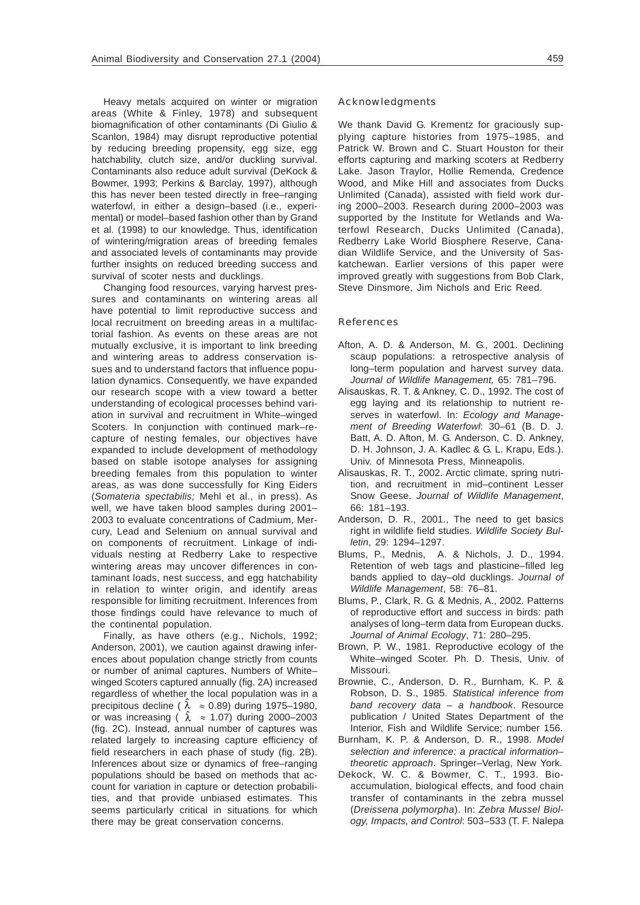Heavy metals acquired on winter or migration areas (White & Finley, 1978) and subsequent biomagnification of other contaminants (Di Giulio & Scanlon, 1984) may disrupt reproductive potential by reducing breeding propensity, egg size, egg hatchability, clutch size, and/or duckling survival. Contaminants also reduce adult survival (DeKock & Bowmer, 1993; Perkins & Barclay, 1997), although this has never been tested directly in free–ranging waterfowl, in either a design–based (i.e., experimental) or model–based fashion other than by Grand et al. (1998) to our knowledge. Thus, identification of wintering/migration areas of breeding females and associated levels of contaminants may provide further insights on reduced breeding success and survival of scoter nests and ducklings.

Changing food resources, varying harvest pressures and contaminants on wintering areas all have potential to limit reproductive success and local recruitment on breeding areas in a multifactorial fashion. As events on these areas are not mutually exclusive, it is important to link breeding and wintering areas to address conservation issues and to understand factors that influence population dynamics. Consequently, we have expanded our research scope with a view toward a better understanding of ecological processes behind variation in survival and recruitment in White–winged Scoters. In conjunction with continued mark–recapture of nesting females, our objectives have expanded to include development of methodology based on stable isotope analyses for assigning breeding females from this population to winter areas, as was done successfully for King Eiders (*Somateria spectabilis;* Mehl et al., in press). As well, we have taken blood samples during 2001–2003 to evaluate concentrations of Cadmium, Mercury, Lead and Selenium on annual survival and on components of recruitment. Linkage of individuals nesting at Redberry Lake to respective wintering areas may uncover differences in contaminant loads, nest success, and egg hatchability in relation to winter origin, and identify areas responsible for limiting recruitment. Inferences from those findings could have relevance to much of the continental population.

Finally, as have others (e.g., Nichols, 1992; Anderson, 2001), we caution against drawing inferences about population change strictly from counts or number of animal captures. Numbers of White–winged Scoters captured annually (fig. 2A) increased regardless of whether the local population was in a precipitous decline ($\hat{\lambda} \approx 0.89$) during 1975–1980, or was increasing ($\hat{\lambda} \approx 1.07$) during 2000–2003 (fig. 2C). Instead, annual number of captures was related largely to increasing capture efficiency of field researchers in each phase of study (fig. 2B). Inferences about size or dynamics of free–ranging populations should be based on methods that account for variation in capture or detection probabilities, and that provide unbiased estimates. This seems particularly critical in situations for which there may be great conservation concerns.

## Acknowledgments

We thank David G. Krementz for graciously supplying capture histories from 1975–1985, and Patrick W. Brown and C. Stuart Houston for their efforts capturing and marking scoters at Redberry Lake. Jason Traylor, Hollie Remenda, Credence Wood, and Mike Hill and associates from Ducks Unlimited (Canada), assisted with field work during 2000–2003. Research during 2000–2003 was supported by the Institute for Wetlands and Waterfowl Research, Ducks Unlimited (Canada), Redberry Lake World Biosphere Reserve, Canadian Wildlife Service, and the University of Saskatchewan. Earlier versions of this paper were improved greatly with suggestions from Bob Clark, Steve Dinsmore, Jim Nichols and Eric Reed.

## References

Afton, A. D. & Anderson, M. G., 2001. Declining scaup populations: a retrospective analysis of long–term population and harvest survey data. *Journal of Wildlife Management,* 65: 781–796.

Alisauskas, R. T. & Ankney, C. D., 1992. The cost of egg laying and its relationship to nutrient reserves in waterfowl. In: *Ecology and Management of Breeding Waterfowl*: 30–61 (B. D. J. Batt, A. D. Afton, M. G. Anderson, C. D. Ankney, D. H. Johnson, J. A. Kadlec & G. L. Krapu, Eds.). Univ. of Minnesota Press, Minneapolis.

Alisauskas, R. T., 2002. Arctic climate, spring nutrition, and recruitment in mid–continent Lesser Snow Geese. *Journal of Wildlife Management*, 66: 181–193.

Anderson, D. R., 2001., The need to get basics right in wildlife field studies. *Wildlife Society Bulletin*, 29: 1294–1297.

Blums, P., Mednis, A. & Nichols, J. D., 1994. Retention of web tags and plasticine–filled leg bands applied to day–old ducklings. *Journal of Wildlife Management*, 58: 76–81.

Blums, P., Clark, R. G. & Mednis, A., 2002. Patterns of reproductive effort and success in birds: path analyses of long–term data from European ducks. *Journal of Animal Ecology*, 71: 280–295.

Brown, P. W., 1981. Reproductive ecology of the White–winged Scoter. Ph. D. Thesis, Univ. of Missouri.

Brownie, C., Anderson, D. R., Burnham, K. P. & Robson, D. S., 1985. *Statistical inference from band recovery data – a handbook*. Resource publication / United States Department of the Interior, Fish and Wildlife Service; number 156.

Burnham, K. P. & Anderson, D. R., 1998. *Model selection and inference: a practical information–theoretic approach*. Springer–Verlag, New York.

Dekock, W. C. & Bowmer, C. T., 1993. Bioaccumulation, biological effects, and food chain transfer of contaminants in the zebra mussel (*Dreissena polymorpha*). In: *Zebra Mussel Biology, Impacts, and Control*: 503–533 (T. F. Nalepa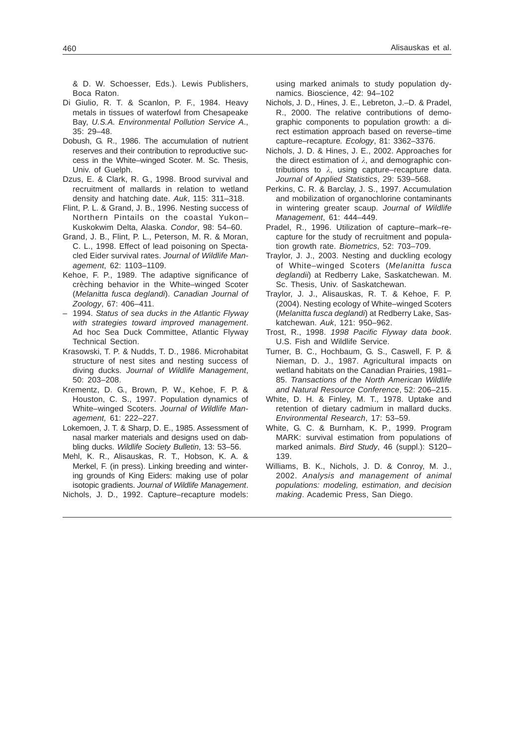& D. W. Schoesser, Eds.). Lewis Publishers, Boca Raton.

Di Giulio, R. T. & Scanlon, P. F., 1984. Heavy metals in tissues of waterfowl from Chesapeake Bay, *U.S.A. Environmental Pollution Service A*., 35: 29–48.

Dobush, G. R., 1986. The accumulation of nutrient reserves and their contribution to reproductive success in the White–winged Scoter. M. Sc. Thesis, Univ. of Guelph.

Dzus, E. & Clark, R. G., 1998. Brood survival and recruitment of mallards in relation to wetland density and hatching date. *Auk*, 115: 311–318.

Flint, P. L. & Grand, J. B., 1996. Nesting success of Northern Pintails on the coastal Yukon–Kuskokwim Delta, Alaska. *Condor*, 98: 54–60.

Grand, J. B., Flint, P. L., Peterson, M. R. & Moran, C. L., 1998. Effect of lead poisoning on Spectacled Eider survival rates. *Journal of Wildlife Management*, 62: 1103–1109.

Kehoe, F. P., 1989. The adaptive significance of crèching behavior in the White–winged Scoter (*Melanitta fusca deglandi*). *Canadian Journal of Zoology*, 67: 406–411.

– 1994. *Status of sea ducks in the Atlantic Flyway with strategies toward improved management*. Ad hoc Sea Duck Committee, Atlantic Flyway Technical Section.

Krasowski, T. P. & Nudds, T. D., 1986. Microhabitat structure of nest sites and nesting success of diving ducks. *Journal of Wildlife Management*, 50: 203–208.

Krementz, D. G., Brown, P. W., Kehoe, F. P. & Houston, C. S., 1997. Population dynamics of White–winged Scoters. *Journal of Wildlife Management,* 61: 222–227.

Lokemoen, J. T. & Sharp, D. E., 1985. Assessment of nasal marker materials and designs used on dabbling ducks. *Wildlife Society Bulletin*, 13: 53–56.

Mehl, K. R., Alisauskas, R. T., Hobson, K. A. & Merkel, F. (in press). Linking breeding and wintering grounds of King Eiders: making use of polar isotopic gradients. *Journal of Wildlife Management*.

Nichols, J. D., 1992. Capture–recapture models: using marked animals to study population dynamics. Bioscience, 42: 94–102

Nichols, J. D., Hines, J. E., Lebreton, J.–D. & Pradel, R., 2000. The relative contributions of demographic components to population growth: a direct estimation approach based on reverse–time capture–recapture*. Ecology*, 81: 3362–3376.

Nichols, J. D. & Hines, J. E., 2002. Approaches for the direct estimation of $\lambda$, and demographic contributions to $\lambda$, using capture–recapture data. *Journal of Applied Statistics*, 29: 539–568.

Perkins, C. R. & Barclay, J. S., 1997. Accumulation and mobilization of organochlorine contaminants in wintering greater scaup. *Journal of Wildlife Management*, 61: 444–449.

Pradel, R., 1996. Utilization of capture–mark–recapture for the study of recruitment and population growth rate. *Biometrics*, 52: 703–709.

Traylor, J. J., 2003. Nesting and duckling ecology of White–winged Scoters (*Melanitta fusca deglandii*) at Redberry Lake, Saskatchewan. M. Sc. Thesis, Univ. of Saskatchewan.

Traylor, J. J., Alisauskas, R. T. & Kehoe, F. P. (2004). Nesting ecology of White–winged Scoters (*Melanitta fusca deglandi*) at Redberry Lake, Saskatchewan. *Auk*, 121: 950–962.

Trost, R., 1998. *1998 Pacific Flyway data book*. U.S. Fish and Wildlife Service.

Turner, B. C., Hochbaum, G. S., Caswell, F. P. & Nieman, D. J., 1987. Agricultural impacts on wetland habitats on the Canadian Prairies, 1981–85. *Transactions of the North American Wildlife and Natural Resource Conference*, 52: 206–215.

White, D. H. & Finley, M. T., 1978. Uptake and retention of dietary cadmium in mallard ducks. *Environmental Research*, 17: 53–59.

White, G. C. & Burnham, K. P., 1999. Program MARK: survival estimation from populations of marked animals. *Bird Study*, 46 (suppl.): S120–139.

Williams, B. K., Nichols, J. D. & Conroy, M. J., 2002. *Analysis and management of animal populations: modeling, estimation, and decision making*. Academic Press, San Diego.